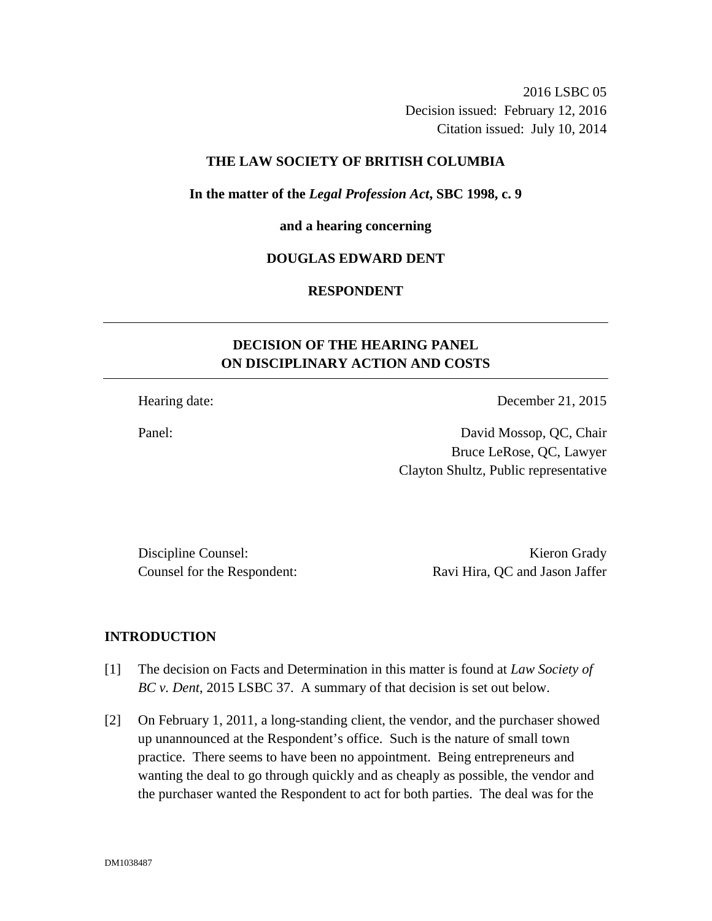2016 LSBC 05
Decision issued: February 12, 2016
Citation issued: July 10, 2014

**THE LAW SOCIETY OF BRITISH COLUMBIA**

**In the matter of the *Legal Profession Act*, SBC 1998, c. 9**

**and a hearing concerning**

**DOUGLAS EDWARD DENT**

**RESPONDENT**

---

**DECISION OF THE HEARING PANEL ON DISCIPLINARY ACTION AND COSTS**

---

| | |
|---|---|
| Hearing date: | December 21, 2015 |
| Panel: | David Mossop, QC, Chair<br>Bruce LeRose, QC, Lawyer<br>Clayton Shultz, Public representative |

| | |
|---|---|
| Discipline Counsel: | Kieron Grady |
| Counsel for the Respondent: | Ravi Hira, QC and Jason Jaffer |

## INTRODUCTION

[1] The decision on Facts and Determination in this matter is found at *Law Society of BC v. Dent*, 2015 LSBC 37. A summary of that decision is set out below.

[2] On February 1, 2011, a long-standing client, the vendor, and the purchaser showed up unannounced at the Respondent's office. Such is the nature of small town practice. There seems to have been no appointment. Being entrepreneurs and wanting the deal to go through quickly and as cheaply as possible, the vendor and the purchaser wanted the Respondent to act for both parties. The deal was for the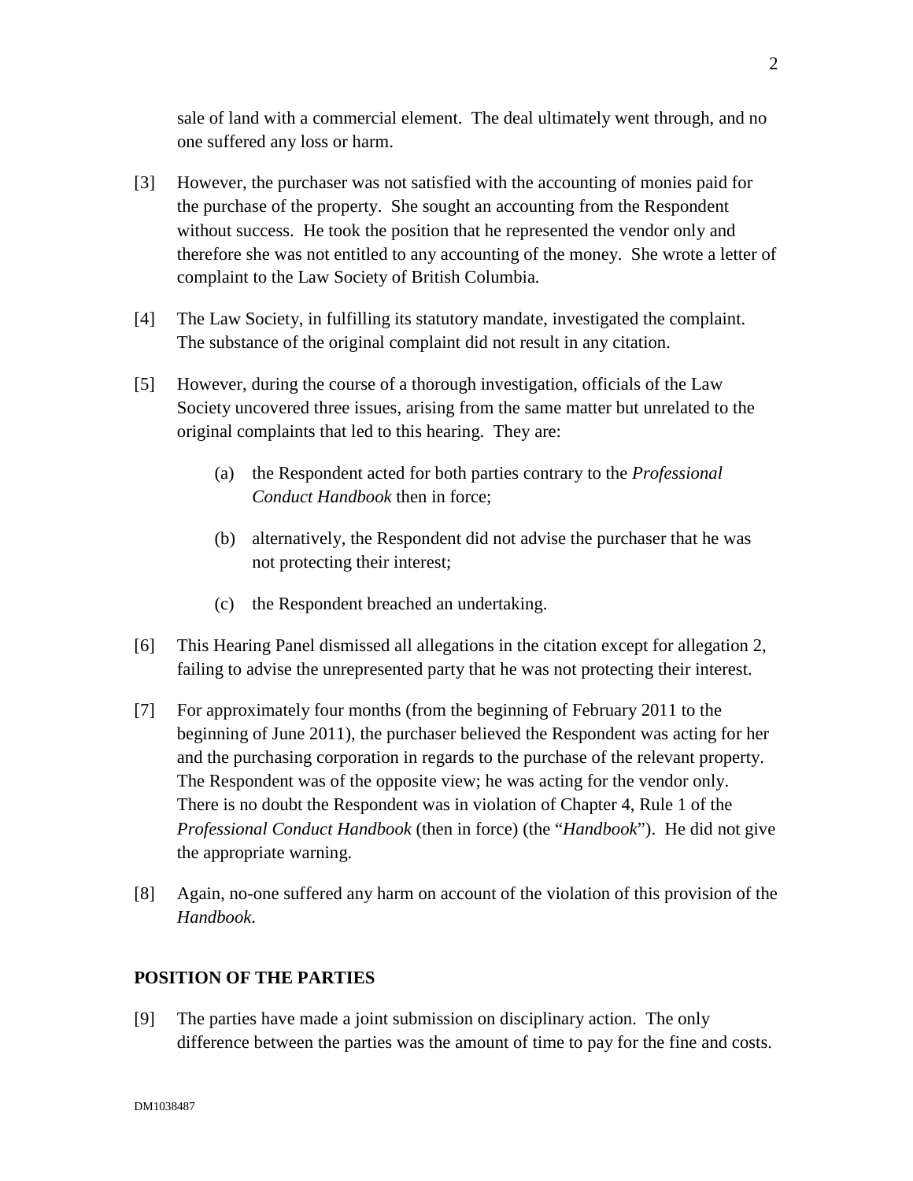sale of land with a commercial element. The deal ultimately went through, and no one suffered any loss or harm.

[3] However, the purchaser was not satisfied with the accounting of monies paid for the purchase of the property. She sought an accounting from the Respondent without success. He took the position that he represented the vendor only and therefore she was not entitled to any accounting of the money. She wrote a letter of complaint to the Law Society of British Columbia.

[4] The Law Society, in fulfilling its statutory mandate, investigated the complaint. The substance of the original complaint did not result in any citation.

[5] However, during the course of a thorough investigation, officials of the Law Society uncovered three issues, arising from the same matter but unrelated to the original complaints that led to this hearing. They are:

(a) the Respondent acted for both parties contrary to the *Professional Conduct Handbook* then in force;

(b) alternatively, the Respondent did not advise the purchaser that he was not protecting their interest;

(c) the Respondent breached an undertaking.

[6] This Hearing Panel dismissed all allegations in the citation except for allegation 2, failing to advise the unrepresented party that he was not protecting their interest.

[7] For approximately four months (from the beginning of February 2011 to the beginning of June 2011), the purchaser believed the Respondent was acting for her and the purchasing corporation in regards to the purchase of the relevant property. The Respondent was of the opposite view; he was acting for the vendor only. There is no doubt the Respondent was in violation of Chapter 4, Rule 1 of the *Professional Conduct Handbook* (then in force) (the "*Handbook*"). He did not give the appropriate warning.

[8] Again, no-one suffered any harm on account of the violation of this provision of the *Handbook*.

## POSITION OF THE PARTIES

[9] The parties have made a joint submission on disciplinary action. The only difference between the parties was the amount of time to pay for the fine and costs.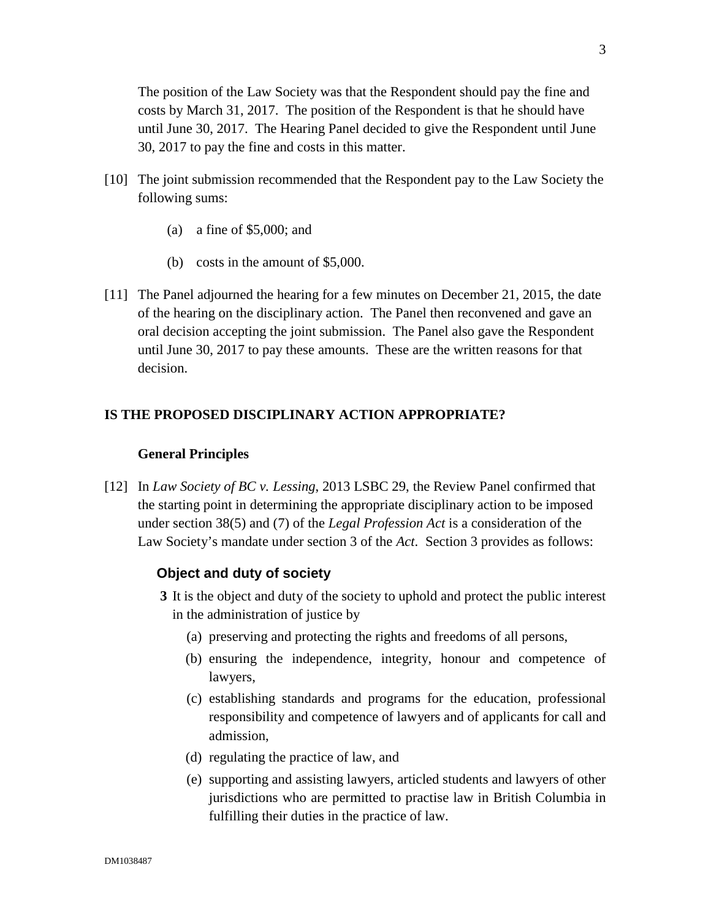The position of the Law Society was that the Respondent should pay the fine and costs by March 31, 2017. The position of the Respondent is that he should have until June 30, 2017. The Hearing Panel decided to give the Respondent until June 30, 2017 to pay the fine and costs in this matter.

[10] The joint submission recommended that the Respondent pay to the Law Society the following sums:

(a) a fine of $5,000; and

(b) costs in the amount of $5,000.

[11] The Panel adjourned the hearing for a few minutes on December 21, 2015, the date of the hearing on the disciplinary action. The Panel then reconvened and gave an oral decision accepting the joint submission. The Panel also gave the Respondent until June 30, 2017 to pay these amounts. These are the written reasons for that decision.

## IS THE PROPOSED DISCIPLINARY ACTION APPROPRIATE?

### General Principles

[12] In *Law Society of BC v. Lessing*, 2013 LSBC 29, the Review Panel confirmed that the starting point in determining the appropriate disciplinary action to be imposed under section 38(5) and (7) of the *Legal Profession Act* is a consideration of the Law Society's mandate under section 3 of the *Act*. Section 3 provides as follows:

**Object and duty of society**

**3** It is the object and duty of the society to uphold and protect the public interest in the administration of justice by

(a) preserving and protecting the rights and freedoms of all persons,

(b) ensuring the independence, integrity, honour and competence of lawyers,

(c) establishing standards and programs for the education, professional responsibility and competence of lawyers and of applicants for call and admission,

(d) regulating the practice of law, and

(e) supporting and assisting lawyers, articled students and lawyers of other jurisdictions who are permitted to practise law in British Columbia in fulfilling their duties in the practice of law.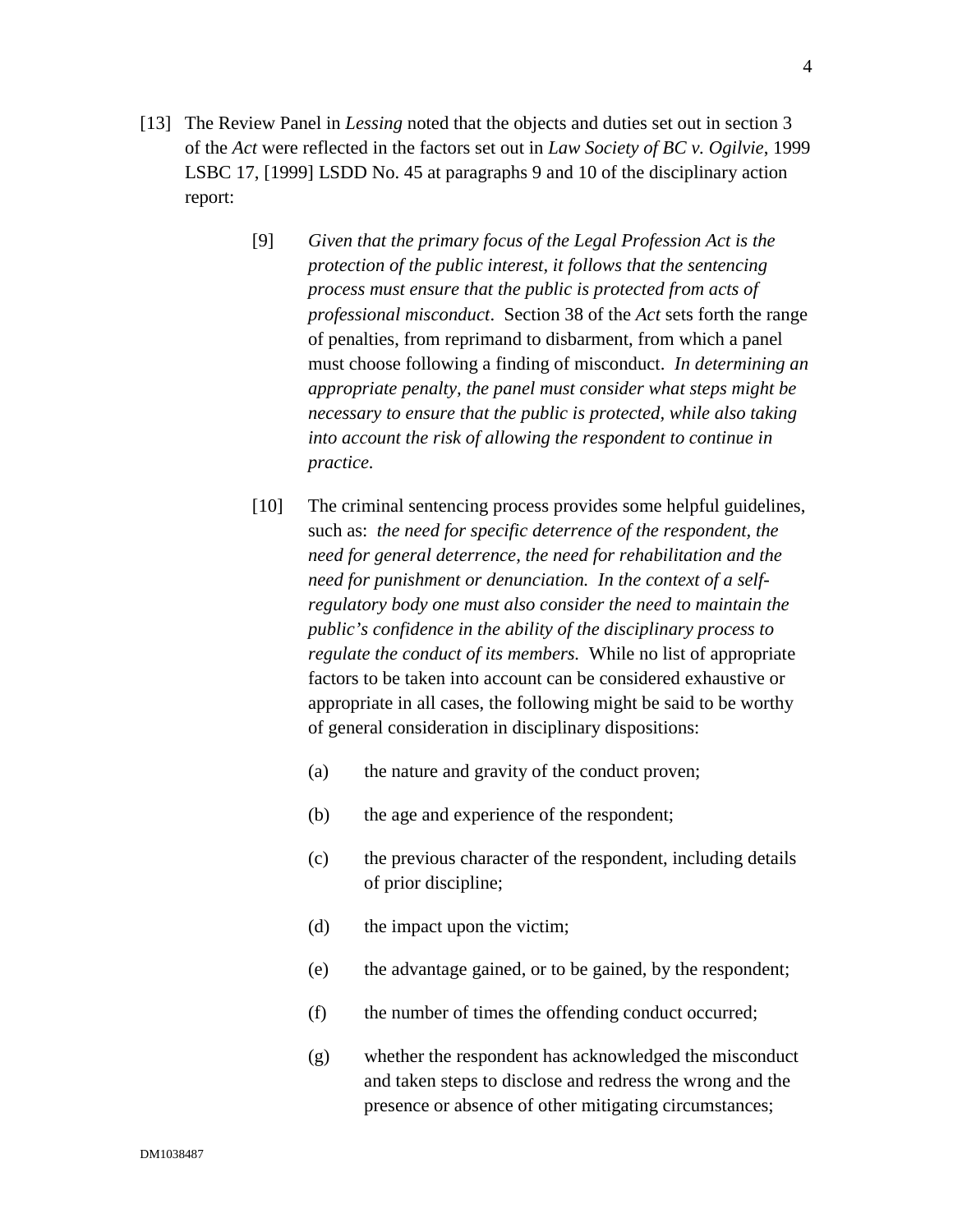[13] The Review Panel in *Lessing* noted that the objects and duties set out in section 3 of the *Act* were reflected in the factors set out in *Law Society of BC v. Ogilvie*, 1999 LSBC 17, [1999] LSDD No. 45 at paragraphs 9 and 10 of the disciplinary action report:

> [9] *Given that the primary focus of the Legal Profession Act is the protection of the public interest, it follows that the sentencing process must ensure that the public is protected from acts of professional misconduct*. Section 38 of the *Act* sets forth the range of penalties, from reprimand to disbarment, from which a panel must choose following a finding of misconduct. *In determining an appropriate penalty, the panel must consider what steps might be necessary to ensure that the public is protected, while also taking into account the risk of allowing the respondent to continue in practice.*
>
> [10] The criminal sentencing process provides some helpful guidelines, such as: *the need for specific deterrence of the respondent, the need for general deterrence, the need for rehabilitation and the need for punishment or denunciation. In the context of a self-regulatory body one must also consider the need to maintain the public's confidence in the ability of the disciplinary process to regulate the conduct of its members.* While no list of appropriate factors to be taken into account can be considered exhaustive or appropriate in all cases, the following might be said to be worthy of general consideration in disciplinary dispositions:
>
> (a) the nature and gravity of the conduct proven;
>
> (b) the age and experience of the respondent;
>
> (c) the previous character of the respondent, including details of prior discipline;
>
> (d) the impact upon the victim;
>
> (e) the advantage gained, or to be gained, by the respondent;
>
> (f) the number of times the offending conduct occurred;
>
> (g) whether the respondent has acknowledged the misconduct and taken steps to disclose and redress the wrong and the presence or absence of other mitigating circumstances;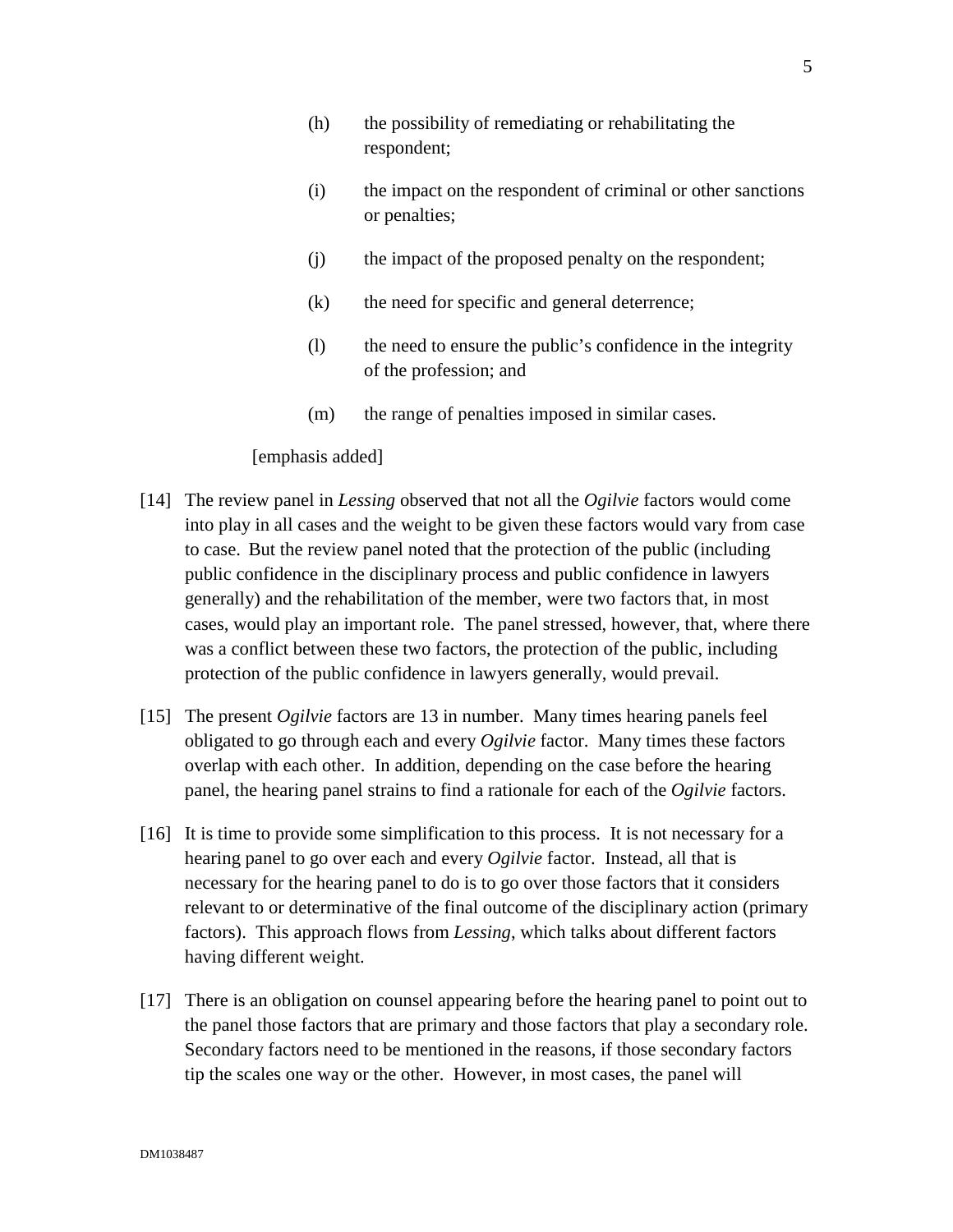(h) the possibility of remediating or rehabilitating the respondent;

(i) the impact on the respondent of criminal or other sanctions or penalties;

(j) the impact of the proposed penalty on the respondent;

(k) the need for specific and general deterrence;

(l) the need to ensure the public's confidence in the integrity of the profession; and

(m) the range of penalties imposed in similar cases.

[emphasis added]

[14] The review panel in *Lessing* observed that not all the *Ogilvie* factors would come into play in all cases and the weight to be given these factors would vary from case to case. But the review panel noted that the protection of the public (including public confidence in the disciplinary process and public confidence in lawyers generally) and the rehabilitation of the member, were two factors that, in most cases, would play an important role. The panel stressed, however, that, where there was a conflict between these two factors, the protection of the public, including protection of the public confidence in lawyers generally, would prevail.

[15] The present *Ogilvie* factors are 13 in number. Many times hearing panels feel obligated to go through each and every *Ogilvie* factor. Many times these factors overlap with each other. In addition, depending on the case before the hearing panel, the hearing panel strains to find a rationale for each of the *Ogilvie* factors.

[16] It is time to provide some simplification to this process. It is not necessary for a hearing panel to go over each and every *Ogilvie* factor. Instead, all that is necessary for the hearing panel to do is to go over those factors that it considers relevant to or determinative of the final outcome of the disciplinary action (primary factors). This approach flows from *Lessing*, which talks about different factors having different weight.

[17] There is an obligation on counsel appearing before the hearing panel to point out to the panel those factors that are primary and those factors that play a secondary role. Secondary factors need to be mentioned in the reasons, if those secondary factors tip the scales one way or the other. However, in most cases, the panel will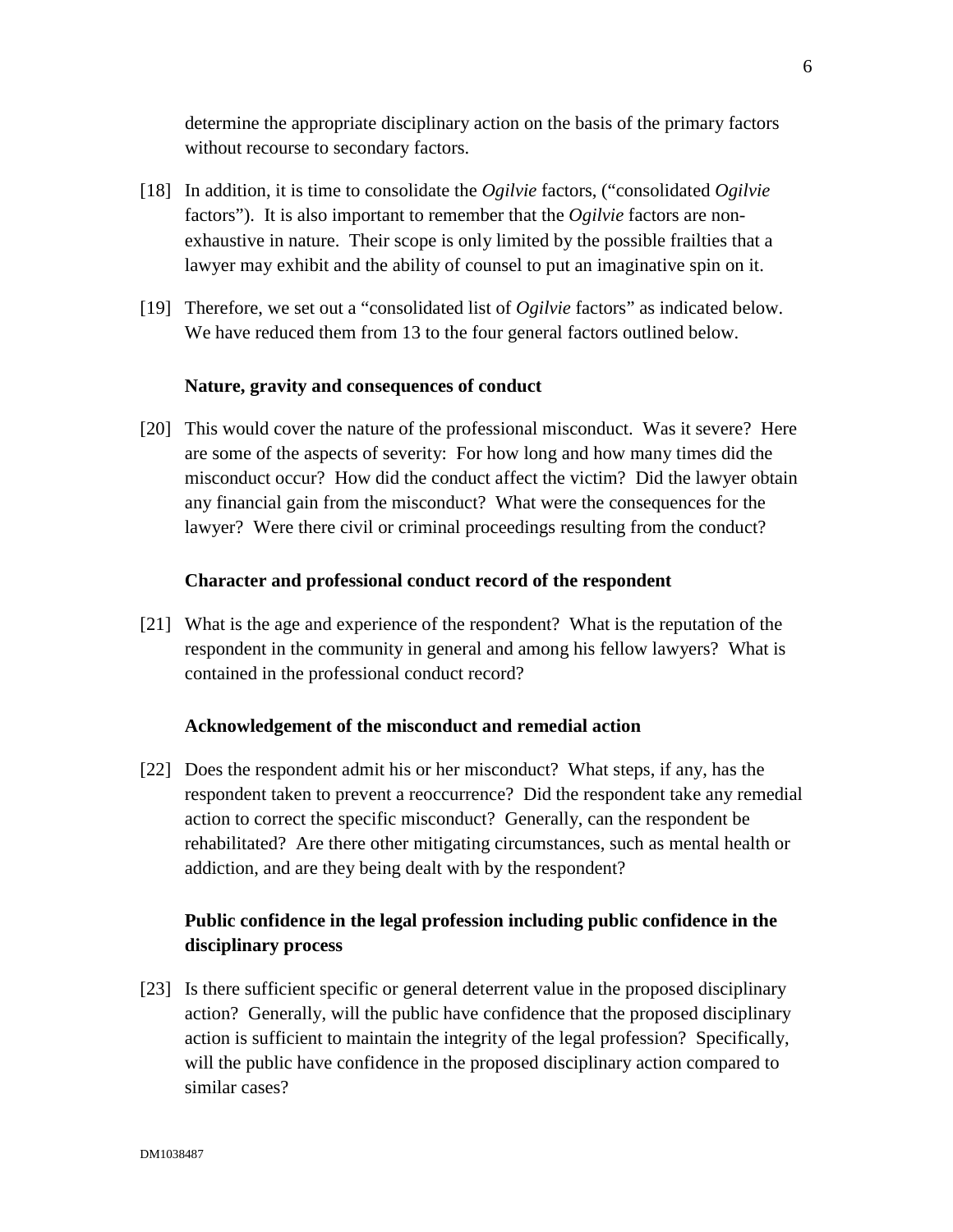determine the appropriate disciplinary action on the basis of the primary factors without recourse to secondary factors.

[18] In addition, it is time to consolidate the *Ogilvie* factors, ("consolidated *Ogilvie* factors"). It is also important to remember that the *Ogilvie* factors are non-exhaustive in nature. Their scope is only limited by the possible frailties that a lawyer may exhibit and the ability of counsel to put an imaginative spin on it.

[19] Therefore, we set out a "consolidated list of *Ogilvie* factors" as indicated below. We have reduced them from 13 to the four general factors outlined below.

**Nature, gravity and consequences of conduct**

[20] This would cover the nature of the professional misconduct. Was it severe? Here are some of the aspects of severity: For how long and how many times did the misconduct occur? How did the conduct affect the victim? Did the lawyer obtain any financial gain from the misconduct? What were the consequences for the lawyer? Were there civil or criminal proceedings resulting from the conduct?

**Character and professional conduct record of the respondent**

[21] What is the age and experience of the respondent? What is the reputation of the respondent in the community in general and among his fellow lawyers? What is contained in the professional conduct record?

**Acknowledgement of the misconduct and remedial action**

[22] Does the respondent admit his or her misconduct? What steps, if any, has the respondent taken to prevent a reoccurrence? Did the respondent take any remedial action to correct the specific misconduct? Generally, can the respondent be rehabilitated? Are there other mitigating circumstances, such as mental health or addiction, and are they being dealt with by the respondent?

**Public confidence in the legal profession including public confidence in the disciplinary process**

[23] Is there sufficient specific or general deterrent value in the proposed disciplinary action? Generally, will the public have confidence that the proposed disciplinary action is sufficient to maintain the integrity of the legal profession? Specifically, will the public have confidence in the proposed disciplinary action compared to similar cases?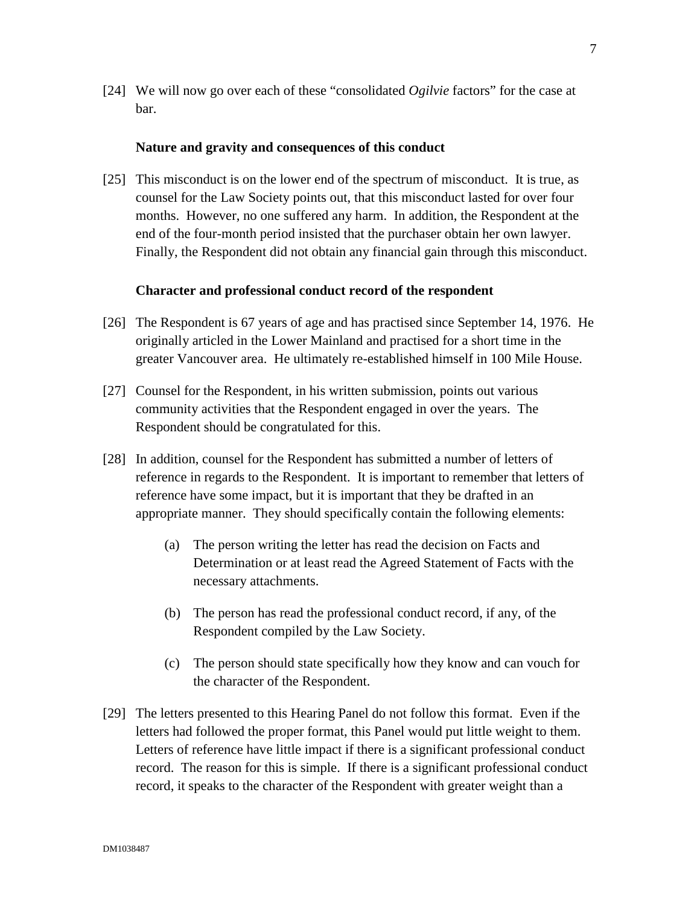[24] We will now go over each of these "consolidated *Ogilvie* factors" for the case at bar.

**Nature and gravity and consequences of this conduct**

[25] This misconduct is on the lower end of the spectrum of misconduct. It is true, as counsel for the Law Society points out, that this misconduct lasted for over four months. However, no one suffered any harm. In addition, the Respondent at the end of the four-month period insisted that the purchaser obtain her own lawyer. Finally, the Respondent did not obtain any financial gain through this misconduct.

**Character and professional conduct record of the respondent**

[26] The Respondent is 67 years of age and has practised since September 14, 1976. He originally articled in the Lower Mainland and practised for a short time in the greater Vancouver area. He ultimately re-established himself in 100 Mile House.

[27] Counsel for the Respondent, in his written submission, points out various community activities that the Respondent engaged in over the years. The Respondent should be congratulated for this.

[28] In addition, counsel for the Respondent has submitted a number of letters of reference in regards to the Respondent. It is important to remember that letters of reference have some impact, but it is important that they be drafted in an appropriate manner. They should specifically contain the following elements:

(a) The person writing the letter has read the decision on Facts and Determination or at least read the Agreed Statement of Facts with the necessary attachments.

(b) The person has read the professional conduct record, if any, of the Respondent compiled by the Law Society.

(c) The person should state specifically how they know and can vouch for the character of the Respondent.

[29] The letters presented to this Hearing Panel do not follow this format. Even if the letters had followed the proper format, this Panel would put little weight to them. Letters of reference have little impact if there is a significant professional conduct record. The reason for this is simple. If there is a significant professional conduct record, it speaks to the character of the Respondent with greater weight than a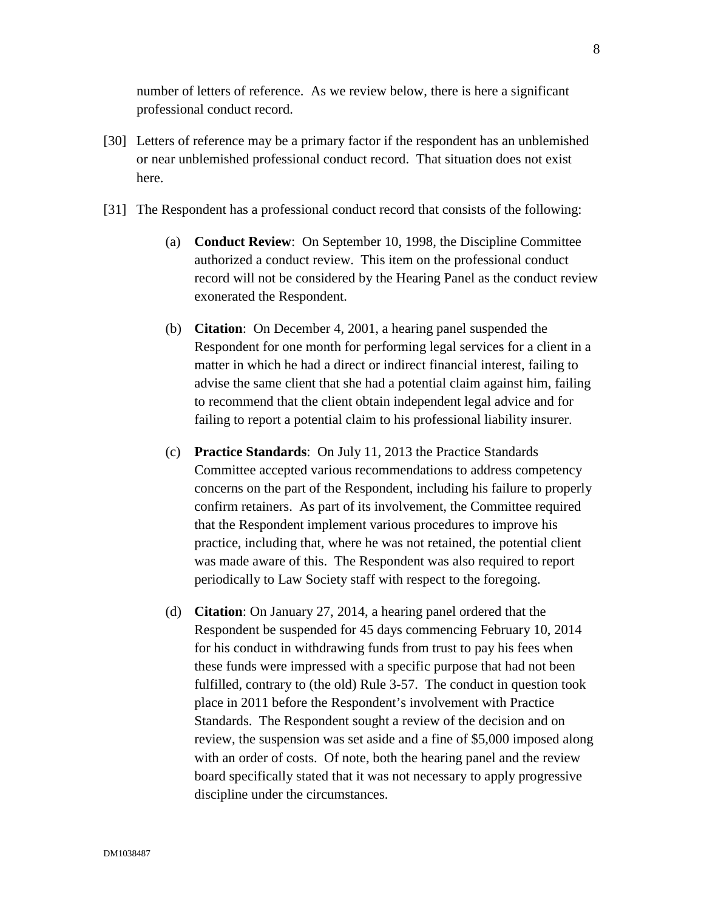number of letters of reference. As we review below, there is here a significant professional conduct record.

[30] Letters of reference may be a primary factor if the respondent has an unblemished or near unblemished professional conduct record. That situation does not exist here.

[31] The Respondent has a professional conduct record that consists of the following:

(a) **Conduct Review**: On September 10, 1998, the Discipline Committee authorized a conduct review. This item on the professional conduct record will not be considered by the Hearing Panel as the conduct review exonerated the Respondent.

(b) **Citation**: On December 4, 2001, a hearing panel suspended the Respondent for one month for performing legal services for a client in a matter in which he had a direct or indirect financial interest, failing to advise the same client that she had a potential claim against him, failing to recommend that the client obtain independent legal advice and for failing to report a potential claim to his professional liability insurer.

(c) **Practice Standards**: On July 11, 2013 the Practice Standards Committee accepted various recommendations to address competency concerns on the part of the Respondent, including his failure to properly confirm retainers. As part of its involvement, the Committee required that the Respondent implement various procedures to improve his practice, including that, where he was not retained, the potential client was made aware of this. The Respondent was also required to report periodically to Law Society staff with respect to the foregoing.

(d) **Citation**: On January 27, 2014, a hearing panel ordered that the Respondent be suspended for 45 days commencing February 10, 2014 for his conduct in withdrawing funds from trust to pay his fees when these funds were impressed with a specific purpose that had not been fulfilled, contrary to (the old) Rule 3-57. The conduct in question took place in 2011 before the Respondent's involvement with Practice Standards. The Respondent sought a review of the decision and on review, the suspension was set aside and a fine of $5,000 imposed along with an order of costs. Of note, both the hearing panel and the review board specifically stated that it was not necessary to apply progressive discipline under the circumstances.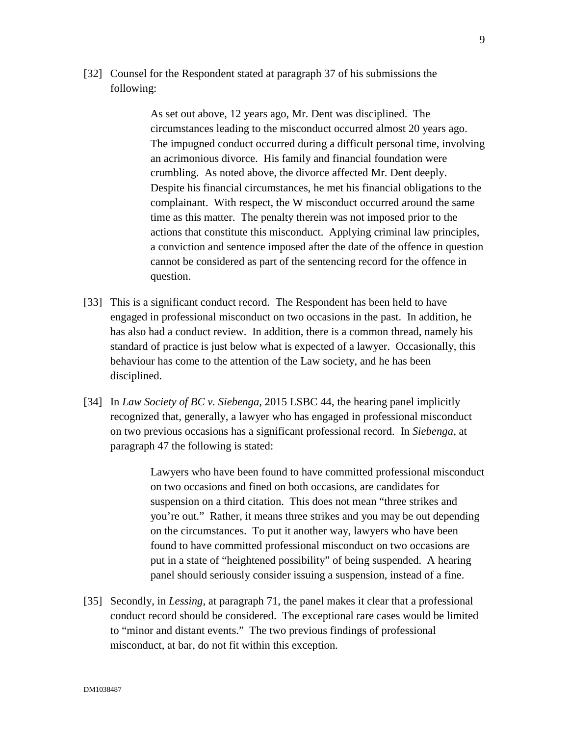[32] Counsel for the Respondent stated at paragraph 37 of his submissions the following:

> As set out above, 12 years ago, Mr. Dent was disciplined. The circumstances leading to the misconduct occurred almost 20 years ago. The impugned conduct occurred during a difficult personal time, involving an acrimonious divorce. His family and financial foundation were crumbling. As noted above, the divorce affected Mr. Dent deeply. Despite his financial circumstances, he met his financial obligations to the complainant. With respect, the W misconduct occurred around the same time as this matter. The penalty therein was not imposed prior to the actions that constitute this misconduct. Applying criminal law principles, a conviction and sentence imposed after the date of the offence in question cannot be considered as part of the sentencing record for the offence in question.

[33] This is a significant conduct record. The Respondent has been held to have engaged in professional misconduct on two occasions in the past. In addition, he has also had a conduct review. In addition, there is a common thread, namely his standard of practice is just below what is expected of a lawyer. Occasionally, this behaviour has come to the attention of the Law society, and he has been disciplined.

[34] In *Law Society of BC v. Siebenga*, 2015 LSBC 44, the hearing panel implicitly recognized that, generally, a lawyer who has engaged in professional misconduct on two previous occasions has a significant professional record. In *Siebenga*, at paragraph 47 the following is stated:

> Lawyers who have been found to have committed professional misconduct on two occasions and fined on both occasions, are candidates for suspension on a third citation. This does not mean "three strikes and you're out." Rather, it means three strikes and you may be out depending on the circumstances. To put it another way, lawyers who have been found to have committed professional misconduct on two occasions are put in a state of "heightened possibility" of being suspended. A hearing panel should seriously consider issuing a suspension, instead of a fine.

[35] Secondly, in *Lessing*, at paragraph 71, the panel makes it clear that a professional conduct record should be considered. The exceptional rare cases would be limited to "minor and distant events." The two previous findings of professional misconduct, at bar, do not fit within this exception.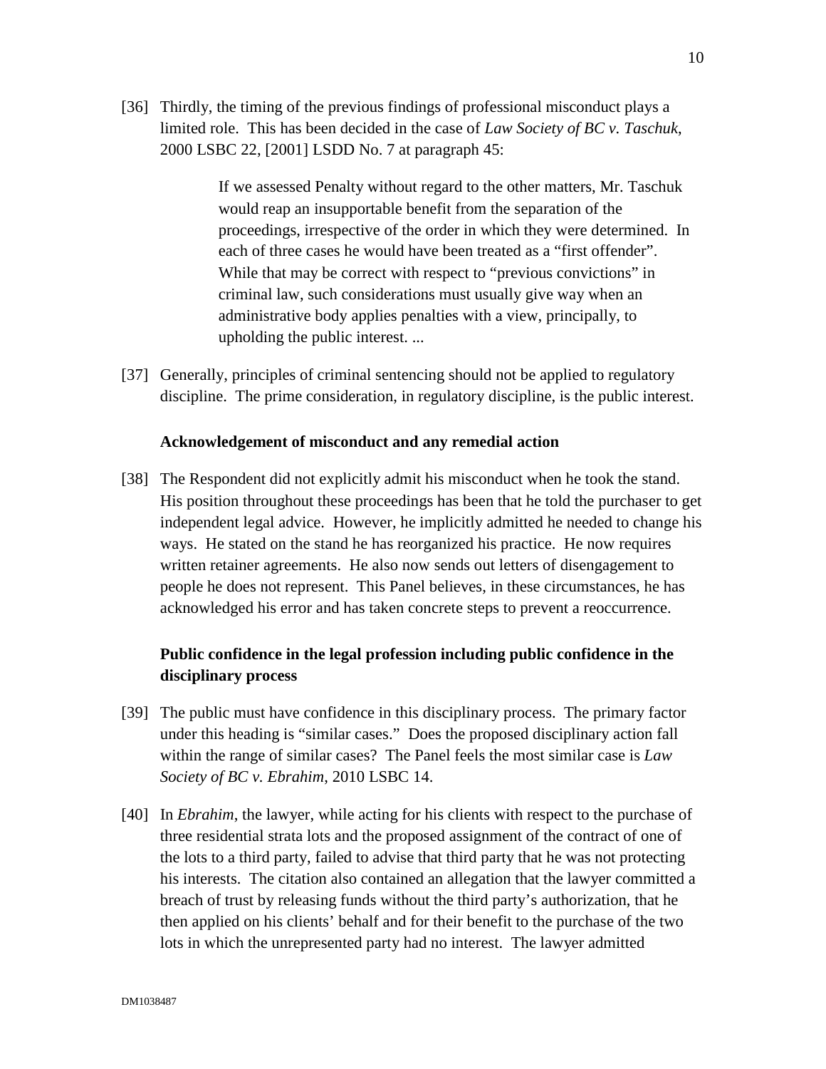[36] Thirdly, the timing of the previous findings of professional misconduct plays a limited role. This has been decided in the case of *Law Society of BC v. Taschuk*, 2000 LSBC 22, [2001] LSDD No. 7 at paragraph 45:

> If we assessed Penalty without regard to the other matters, Mr. Taschuk would reap an insupportable benefit from the separation of the proceedings, irrespective of the order in which they were determined. In each of three cases he would have been treated as a "first offender". While that may be correct with respect to "previous convictions" in criminal law, such considerations must usually give way when an administrative body applies penalties with a view, principally, to upholding the public interest. ...

[37] Generally, principles of criminal sentencing should not be applied to regulatory discipline. The prime consideration, in regulatory discipline, is the public interest.

**Acknowledgement of misconduct and any remedial action**

[38] The Respondent did not explicitly admit his misconduct when he took the stand. His position throughout these proceedings has been that he told the purchaser to get independent legal advice. However, he implicitly admitted he needed to change his ways. He stated on the stand he has reorganized his practice. He now requires written retainer agreements. He also now sends out letters of disengagement to people he does not represent. This Panel believes, in these circumstances, he has acknowledged his error and has taken concrete steps to prevent a reoccurrence.

**Public confidence in the legal profession including public confidence in the disciplinary process**

[39] The public must have confidence in this disciplinary process. The primary factor under this heading is "similar cases." Does the proposed disciplinary action fall within the range of similar cases? The Panel feels the most similar case is *Law Society of BC v. Ebrahim*, 2010 LSBC 14.

[40] In *Ebrahim*, the lawyer, while acting for his clients with respect to the purchase of three residential strata lots and the proposed assignment of the contract of one of the lots to a third party, failed to advise that third party that he was not protecting his interests. The citation also contained an allegation that the lawyer committed a breach of trust by releasing funds without the third party's authorization, that he then applied on his clients' behalf and for their benefit to the purchase of the two lots in which the unrepresented party had no interest. The lawyer admitted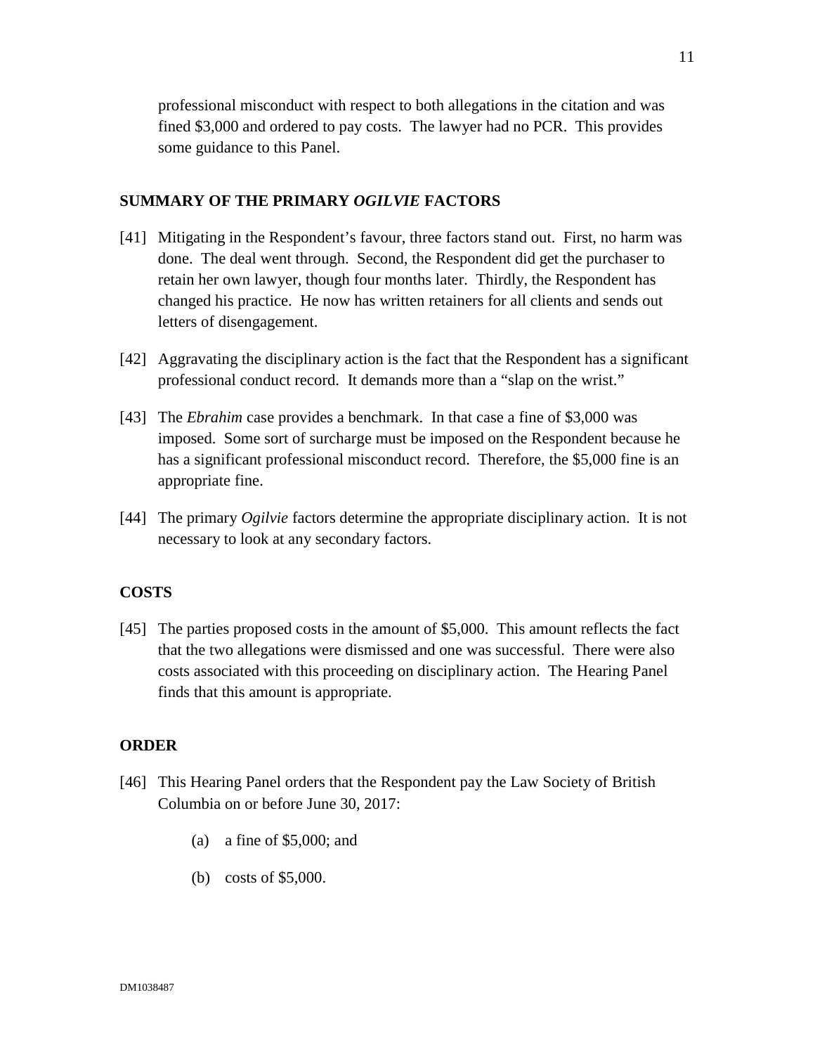professional misconduct with respect to both allegations in the citation and was fined \$3,000 and ordered to pay costs. The lawyer had no PCR. This provides some guidance to this Panel.

## SUMMARY OF THE PRIMARY *OGILVIE* FACTORS

[41] Mitigating in the Respondent's favour, three factors stand out. First, no harm was done. The deal went through. Second, the Respondent did get the purchaser to retain her own lawyer, though four months later. Thirdly, the Respondent has changed his practice. He now has written retainers for all clients and sends out letters of disengagement.

[42] Aggravating the disciplinary action is the fact that the Respondent has a significant professional conduct record. It demands more than a "slap on the wrist."

[43] The *Ebrahim* case provides a benchmark. In that case a fine of \$3,000 was imposed. Some sort of surcharge must be imposed on the Respondent because he has a significant professional misconduct record. Therefore, the \$5,000 fine is an appropriate fine.

[44] The primary *Ogilvie* factors determine the appropriate disciplinary action. It is not necessary to look at any secondary factors.

## COSTS

[45] The parties proposed costs in the amount of \$5,000. This amount reflects the fact that the two allegations were dismissed and one was successful. There were also costs associated with this proceeding on disciplinary action. The Hearing Panel finds that this amount is appropriate.

## ORDER

[46] This Hearing Panel orders that the Respondent pay the Law Society of British Columbia on or before June 30, 2017:

(a) a fine of \$5,000; and

(b) costs of \$5,000.

DM1038487